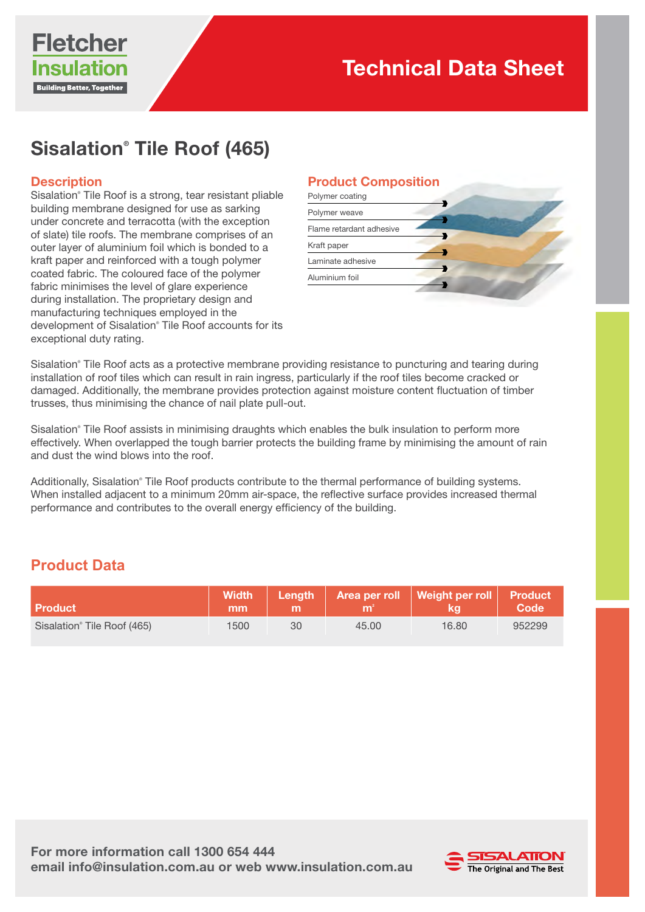Fletcher Insulation

Building Better, Together

# Technical Data Sheet

## Sisalation® Tile Roof (465)

### Description

Sisalation® Tile Roof is a strong, tear resistant pliable building membrane designed for use as sarking under concrete and terracotta (with the exception of slate) tile roofs. The membrane comprises of an outer layer of aluminium foil which is bonded to a kraft paper and reinforced with a tough polymer coated fabric. The coloured face of the polymer fabric minimises the level of glare experience during installation. The proprietary design and manufacturing techniques employed in the development of Sisalation® Tile Roof accounts for its exceptional duty rating.

### Product Composition

- Polymer coating
- Polymer weave
- Flame retardant adhesive
- Kraft paper
- Laminate adhesive
- Aluminium foil

Sisalation® Tile Roof acts as a protective membrane providing resistance to puncturing and tearing during installation of roof tiles which can result in rain ingress, particularly if the roof tiles become cracked or damaged. Additionally, the membrane provides protection against moisture content fluctuation of timber trusses, thus minimising the chance of nail plate pull-out.

Sisalation® Tile Roof assists in minimising draughts which enables the bulk insulation to perform more effectively. When overlapped the tough barrier protects the building frame by minimising the amount of rain and dust the wind blows into the roof.

Additionally, Sisalation® Tile Roof products contribute to the thermal performance of building systems. When installed adjacent to a minimum 20mm air-space, the reflective surface provides increased thermal performance and contributes to the overall energy efficiency of the building.

### Product Data

| Product | Width mm | Length m | Area per roll m² | Weight per roll kg | Product Code |
|---|---|---|---|---|---|
| Sisalation® Tile Roof (465) | 1500 | 30 | 45.00 | 16.80 | 952299 |

**For more information call 1300 654 444**
**email info@insulation.com.au or web www.insulation.com.au**

SISALATION® The Original and The Best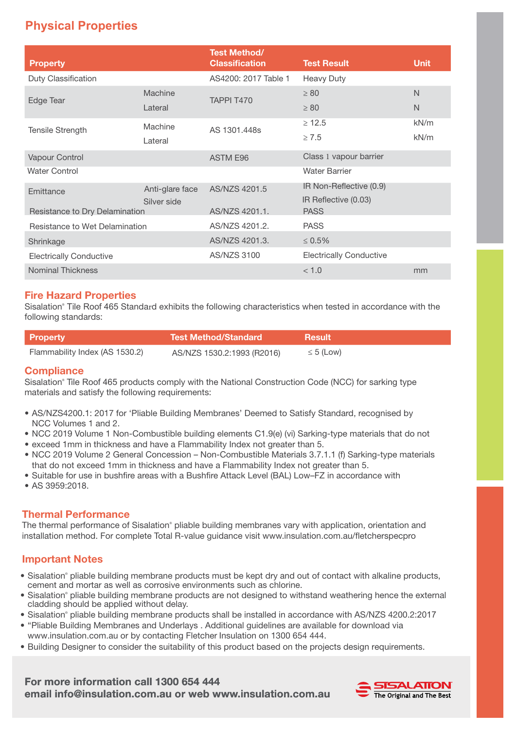## Physical Properties

| Property | | Test Method/ Classification | Test Result | Unit |
|---|---|---|---|---|
| Duty Classification | | AS4200: 2017 Table 1 | Heavy Duty | |
| Edge Tear | Machine | TAPPI T470 | ≥ 80 | N |
| | Lateral | | ≥ 80 | N |
| Tensile Strength | Machine | AS 1301.448s | ≥ 12.5 | kN/m |
| | Lateral | | ≥ 7.5 | kN/m |
| Vapour Control | | ASTM E96 | Class 1 vapour barrier | |
| Water Control | | | Water Barrier | |
| Emittance | Anti-glare face | AS/NZS 4201.5 | IR Non-Reflective (0.9) | |
| | Silver side | | IR Reflective (0.03) | |
| Resistance to Dry Delamination | | AS/NZS 4201.1. | PASS | |
| Resistance to Wet Delamination | | AS/NZS 4201.2. | PASS | |
| Shrinkage | | AS/NZS 4201.3. | ≤ 0.5% | |
| Electrically Conductive | | AS/NZS 3100 | Electrically Conductive | |
| Nominal Thickness | | | < 1.0 | mm |

## Fire Hazard Properties

Sisalation® Tile Roof 465 Standard exhibits the following characteristics when tested in accordance with the following standards:

| Property | Test Method/Standard | Result |
|---|---|---|
| Flammability Index (AS 1530.2) | AS/NZS 1530.2:1993 (R2016) | ≤ 5 (Low) |

## Compliance

Sisalation® Tile Roof 465 products comply with the National Construction Code (NCC) for sarking type materials and satisfy the following requirements:

- AS/NZS4200.1: 2017 for 'Pliable Building Membranes' Deemed to Satisfy Standard, recognised by NCC Volumes 1 and 2.
- NCC 2019 Volume 1 Non-Combustible building elements C1.9(e) (vi) Sarking-type materials that do not
- exceed 1mm in thickness and have a Flammability Index not greater than 5.
- NCC 2019 Volume 2 General Concession – Non-Combustible Materials 3.7.1.1 (f) Sarking-type materials that do not exceed 1mm in thickness and have a Flammability Index not greater than 5.
- Suitable for use in bushfire areas with a Bushfire Attack Level (BAL) Low–FZ in accordance with
- AS 3959:2018.

## Thermal Performance

The thermal performance of Sisalation® pliable building membranes vary with application, orientation and installation method. For complete Total R-value guidance visit www.insulation.com.au/fletcherspecpro

## Important Notes

- Sisalation® pliable building membrane products must be kept dry and out of contact with alkaline products, cement and mortar as well as corrosive environments such as chlorine.
- Sisalation® pliable building membrane products are not designed to withstand weathering hence the external cladding should be applied without delay.
- Sisalation® pliable building membrane products shall be installed in accordance with AS/NZS 4200.2:2017
- "Pliable Building Membranes and Underlays . Additional guidelines are available for download via www.insulation.com.au or by contacting Fletcher Insulation on 1300 654 444.
- Building Designer to consider the suitability of this product based on the projects design requirements.

**For more information call 1300 654 444**
**email info@insulation.com.au or web www.insulation.com.au**

SISALATION The Original and The Best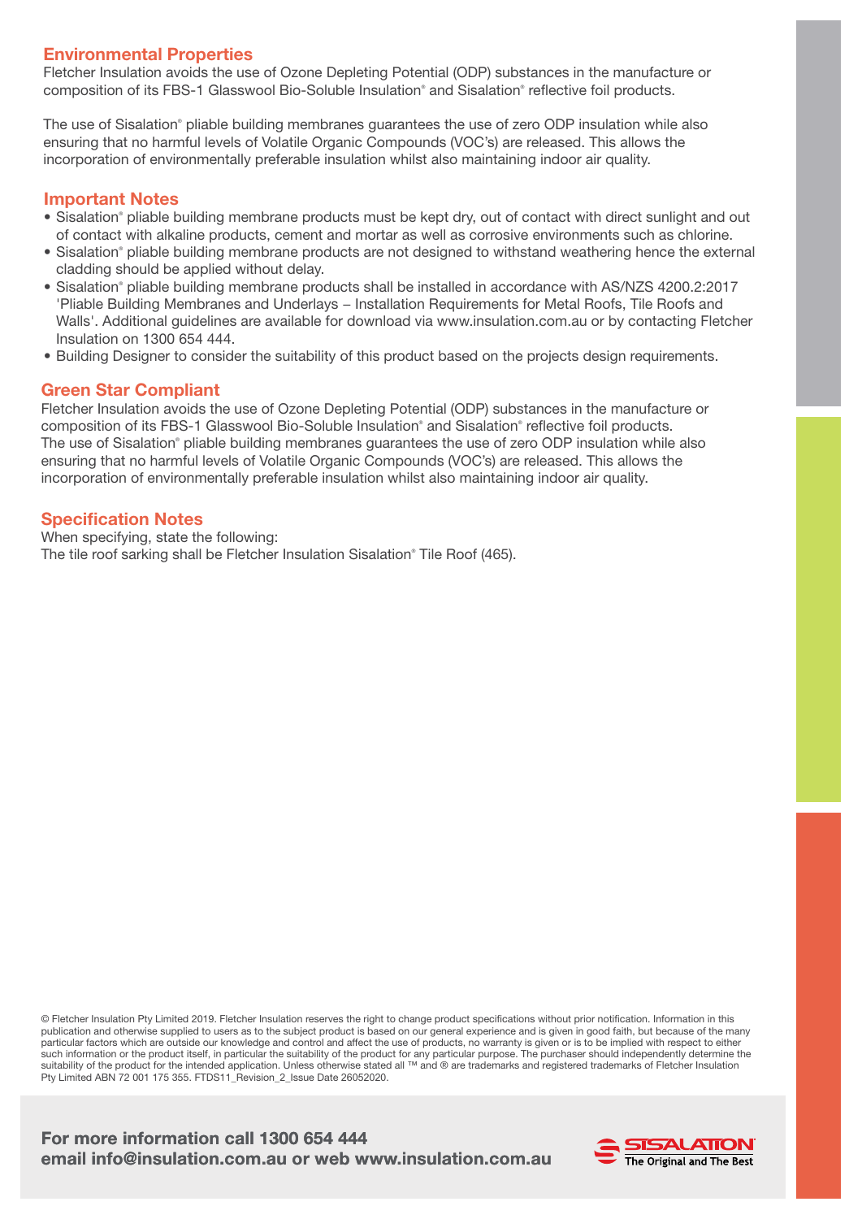## Environmental Properties

Fletcher Insulation avoids the use of Ozone Depleting Potential (ODP) substances in the manufacture or composition of its FBS-1 Glasswool Bio-Soluble Insulation® and Sisalation® reflective foil products.

The use of Sisalation® pliable building membranes guarantees the use of zero ODP insulation while also ensuring that no harmful levels of Volatile Organic Compounds (VOC's) are released. This allows the incorporation of environmentally preferable insulation whilst also maintaining indoor air quality.

## Important Notes

- Sisalation® pliable building membrane products must be kept dry, out of contact with direct sunlight and out of contact with alkaline products, cement and mortar as well as corrosive environments such as chlorine.
- Sisalation® pliable building membrane products are not designed to withstand weathering hence the external cladding should be applied without delay.
- Sisalation® pliable building membrane products shall be installed in accordance with AS/NZS 4200.2:2017 'Pliable Building Membranes and Underlays – Installation Requirements for Metal Roofs, Tile Roofs and Walls'. Additional guidelines are available for download via www.insulation.com.au or by contacting Fletcher Insulation on 1300 654 444.
- Building Designer to consider the suitability of this product based on the projects design requirements.

## Green Star Compliant

Fletcher Insulation avoids the use of Ozone Depleting Potential (ODP) substances in the manufacture or composition of its FBS-1 Glasswool Bio-Soluble Insulation® and Sisalation® reflective foil products. The use of Sisalation® pliable building membranes guarantees the use of zero ODP insulation while also ensuring that no harmful levels of Volatile Organic Compounds (VOC's) are released. This allows the incorporation of environmentally preferable insulation whilst also maintaining indoor air quality.

## Specification Notes

When specifying, state the following:
The tile roof sarking shall be Fletcher Insulation Sisalation® Tile Roof (465).

© Fletcher Insulation Pty Limited 2019. Fletcher Insulation reserves the right to change product specifications without prior notification. Information in this publication and otherwise supplied to users as to the subject product is based on our general experience and is given in good faith, but because of the many particular factors which are outside our knowledge and control and affect the use of products, no warranty is given or is to be implied with respect to either such information or the product itself, in particular the suitability of the product for any particular purpose. The purchaser should independently determine the suitability of the product for the intended application. Unless otherwise stated all ™ and ® are trademarks and registered trademarks of Fletcher Insulation Pty Limited ABN 72 001 175 355. FTDS11_Revision_2_Issue Date 26052020.

**For more information call 1300 654 444**
**email info@insulation.com.au or web www.insulation.com.au**

SISALATION® The Original and The Best